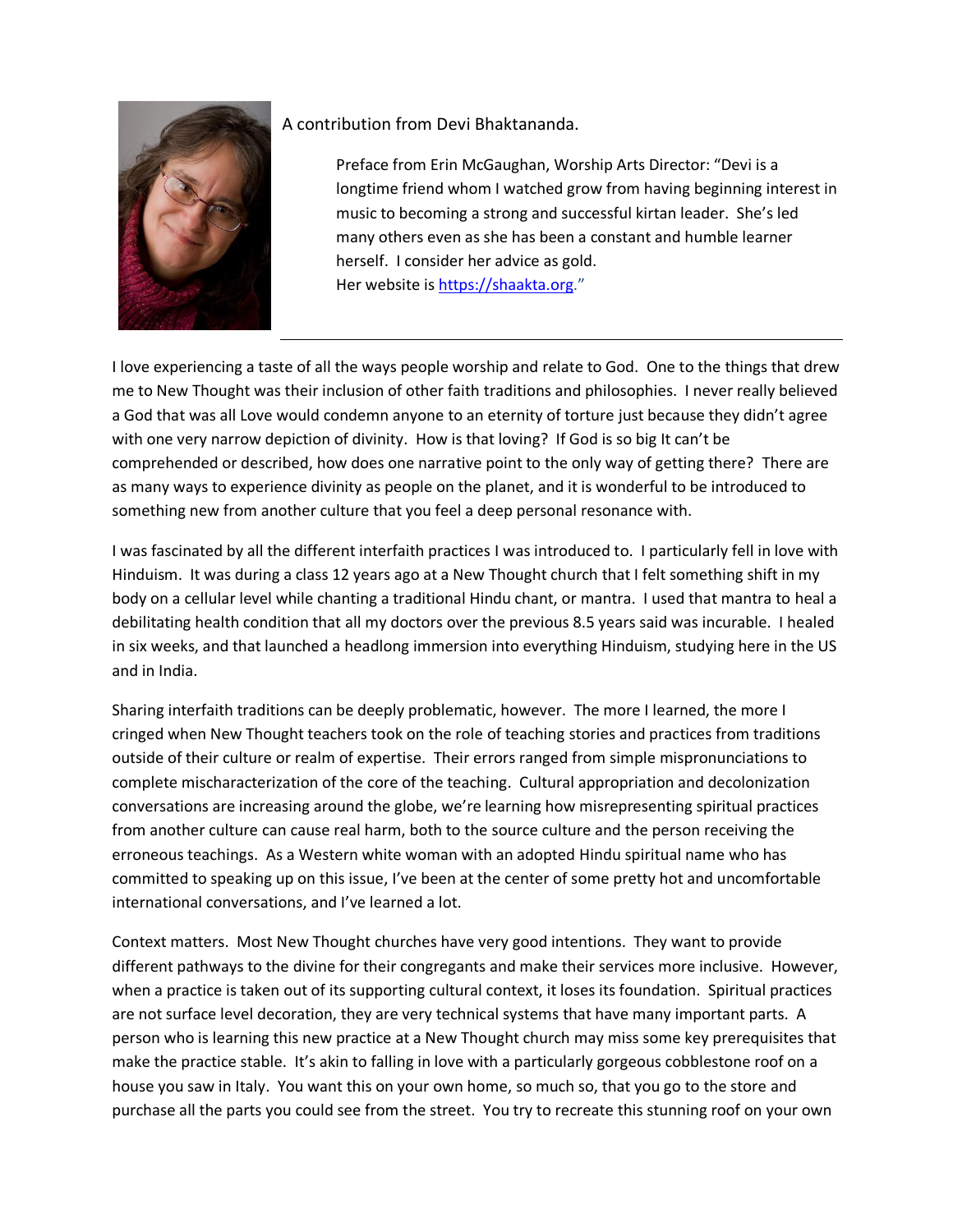A contribution from Devi Bhaktananda.

> Preface from Erin McGaughan, Worship Arts Director: "Devi is a longtime friend whom I watched grow from having beginning interest in music to becoming a strong and successful kirtan leader. She's led many others even as she has been a constant and humble learner herself. I consider her advice as gold.
> Her website is [https://shaakta.org](https://shaakta.org)."

---

I love experiencing a taste of all the ways people worship and relate to God. One to the things that drew me to New Thought was their inclusion of other faith traditions and philosophies. I never really believed a God that was all Love would condemn anyone to an eternity of torture just because they didn't agree with one very narrow depiction of divinity. How is that loving? If God is so big It can't be comprehended or described, how does one narrative point to the only way of getting there? There are as many ways to experience divinity as people on the planet, and it is wonderful to be introduced to something new from another culture that you feel a deep personal resonance with.

I was fascinated by all the different interfaith practices I was introduced to. I particularly fell in love with Hinduism. It was during a class 12 years ago at a New Thought church that I felt something shift in my body on a cellular level while chanting a traditional Hindu chant, or mantra. I used that mantra to heal a debilitating health condition that all my doctors over the previous 8.5 years said was incurable. I healed in six weeks, and that launched a headlong immersion into everything Hinduism, studying here in the US and in India.

Sharing interfaith traditions can be deeply problematic, however. The more I learned, the more I cringed when New Thought teachers took on the role of teaching stories and practices from traditions outside of their culture or realm of expertise. Their errors ranged from simple mispronunciations to complete mischaracterization of the core of the teaching. Cultural appropriation and decolonization conversations are increasing around the globe, we're learning how misrepresenting spiritual practices from another culture can cause real harm, both to the source culture and the person receiving the erroneous teachings. As a Western white woman with an adopted Hindu spiritual name who has committed to speaking up on this issue, I've been at the center of some pretty hot and uncomfortable international conversations, and I've learned a lot.

Context matters. Most New Thought churches have very good intentions. They want to provide different pathways to the divine for their congregants and make their services more inclusive. However, when a practice is taken out of its supporting cultural context, it loses its foundation. Spiritual practices are not surface level decoration, they are very technical systems that have many important parts. A person who is learning this new practice at a New Thought church may miss some key prerequisites that make the practice stable. It's akin to falling in love with a particularly gorgeous cobblestone roof on a house you saw in Italy. You want this on your own home, so much so, that you go to the store and purchase all the parts you could see from the street. You try to recreate this stunning roof on your own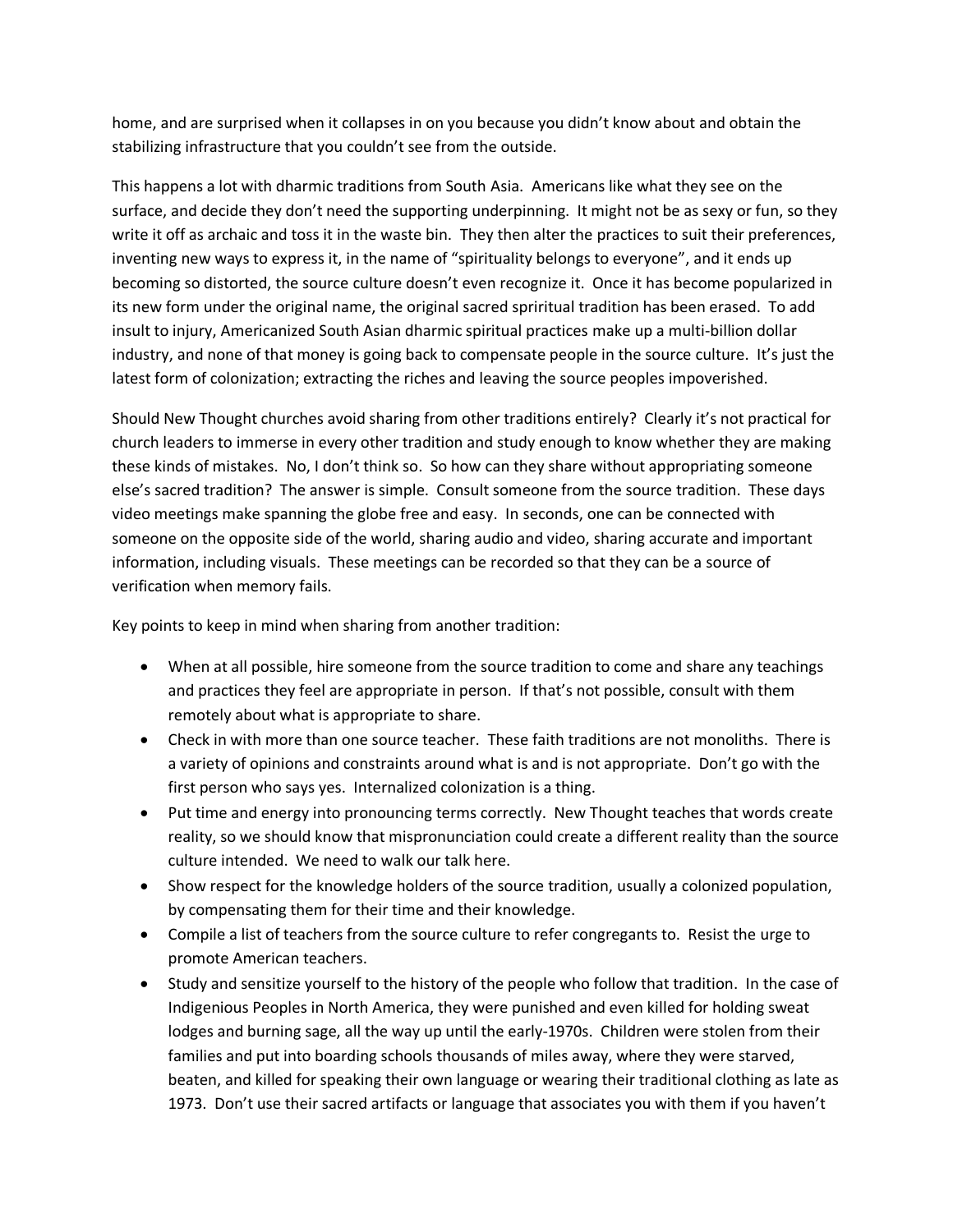home, and are surprised when it collapses in on you because you didn't know about and obtain the stabilizing infrastructure that you couldn't see from the outside.

This happens a lot with dharmic traditions from South Asia. Americans like what they see on the surface, and decide they don't need the supporting underpinning. It might not be as sexy or fun, so they write it off as archaic and toss it in the waste bin. They then alter the practices to suit their preferences, inventing new ways to express it, in the name of "spirituality belongs to everyone", and it ends up becoming so distorted, the source culture doesn't even recognize it. Once it has become popularized in its new form under the original name, the original sacred sprriritual tradition has been erased. To add insult to injury, Americanized South Asian dharmic spiritual practices make up a multi-billion dollar industry, and none of that money is going back to compensate people in the source culture. It's just the latest form of colonization; extracting the riches and leaving the source peoples impoverished.

Should New Thought churches avoid sharing from other traditions entirely? Clearly it's not practical for church leaders to immerse in every other tradition and study enough to know whether they are making these kinds of mistakes. No, I don't think so. So how can they share without appropriating someone else's sacred tradition? The answer is simple. Consult someone from the source tradition. These days video meetings make spanning the globe free and easy. In seconds, one can be connected with someone on the opposite side of the world, sharing audio and video, sharing accurate and important information, including visuals. These meetings can be recorded so that they can be a source of verification when memory fails.

Key points to keep in mind when sharing from another tradition:

- When at all possible, hire someone from the source tradition to come and share any teachings and practices they feel are appropriate in person. If that's not possible, consult with them remotely about what is appropriate to share.
- Check in with more than one source teacher. These faith traditions are not monoliths. There is a variety of opinions and constraints around what is and is not appropriate. Don't go with the first person who says yes. Internalized colonization is a thing.
- Put time and energy into pronouncing terms correctly. New Thought teaches that words create reality, so we should know that mispronunciation could create a different reality than the source culture intended. We need to walk our talk here.
- Show respect for the knowledge holders of the source tradition, usually a colonized population, by compensating them for their time and their knowledge.
- Compile a list of teachers from the source culture to refer congregants to. Resist the urge to promote American teachers.
- Study and sensitize yourself to the history of the people who follow that tradition. In the case of Indigenious Peoples in North America, they were punished and even killed for holding sweat lodges and burning sage, all the way up until the early-1970s. Children were stolen from their families and put into boarding schools thousands of miles away, where they were starved, beaten, and killed for speaking their own language or wearing their traditional clothing as late as 1973. Don't use their sacred artifacts or language that associates you with them if you haven't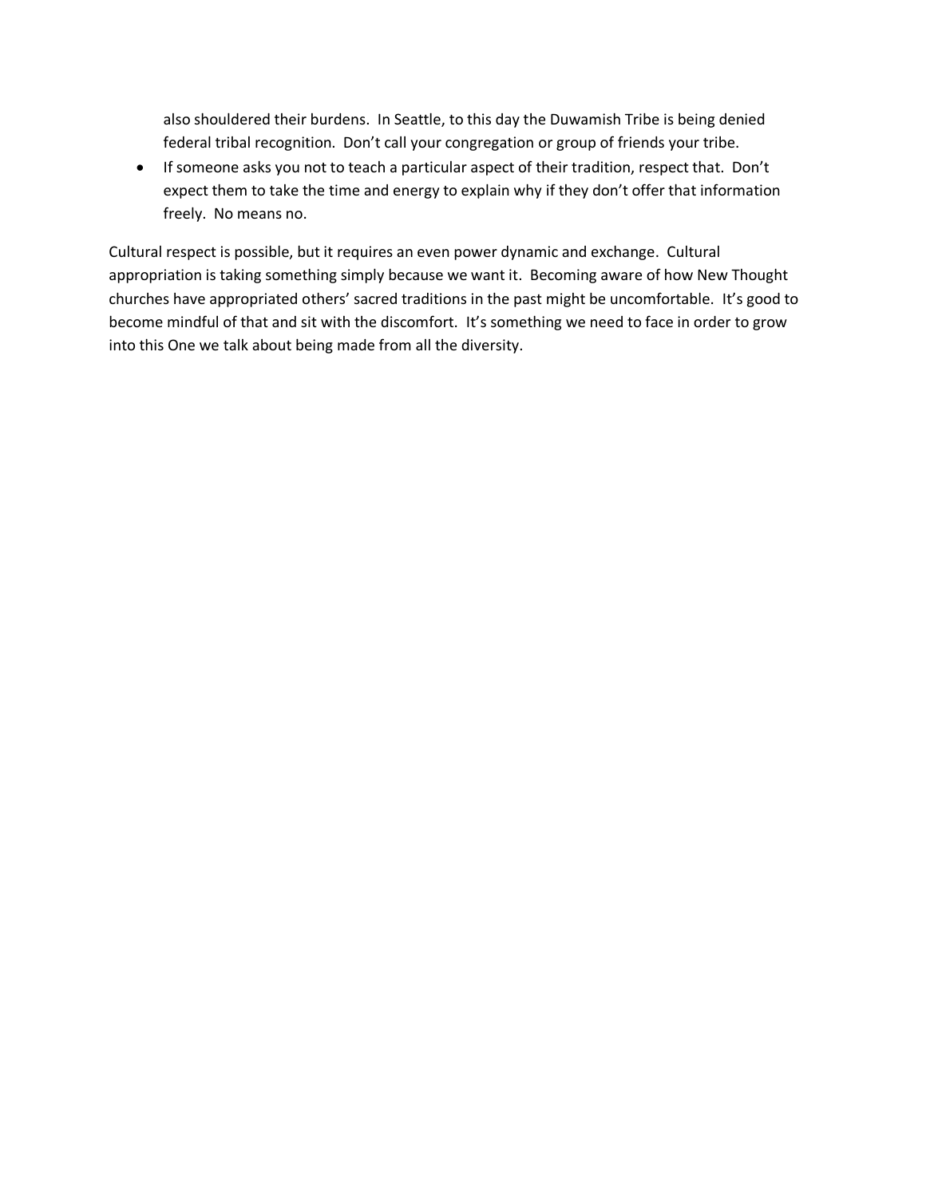also shouldered their burdens. In Seattle, to this day the Duwamish Tribe is being denied federal tribal recognition. Don't call your congregation or group of friends your tribe.

- If someone asks you not to teach a particular aspect of their tradition, respect that. Don't expect them to take the time and energy to explain why if they don't offer that information freely. No means no.

Cultural respect is possible, but it requires an even power dynamic and exchange. Cultural appropriation is taking something simply because we want it. Becoming aware of how New Thought churches have appropriated others' sacred traditions in the past might be uncomfortable. It's good to become mindful of that and sit with the discomfort. It's something we need to face in order to grow into this One we talk about being made from all the diversity.